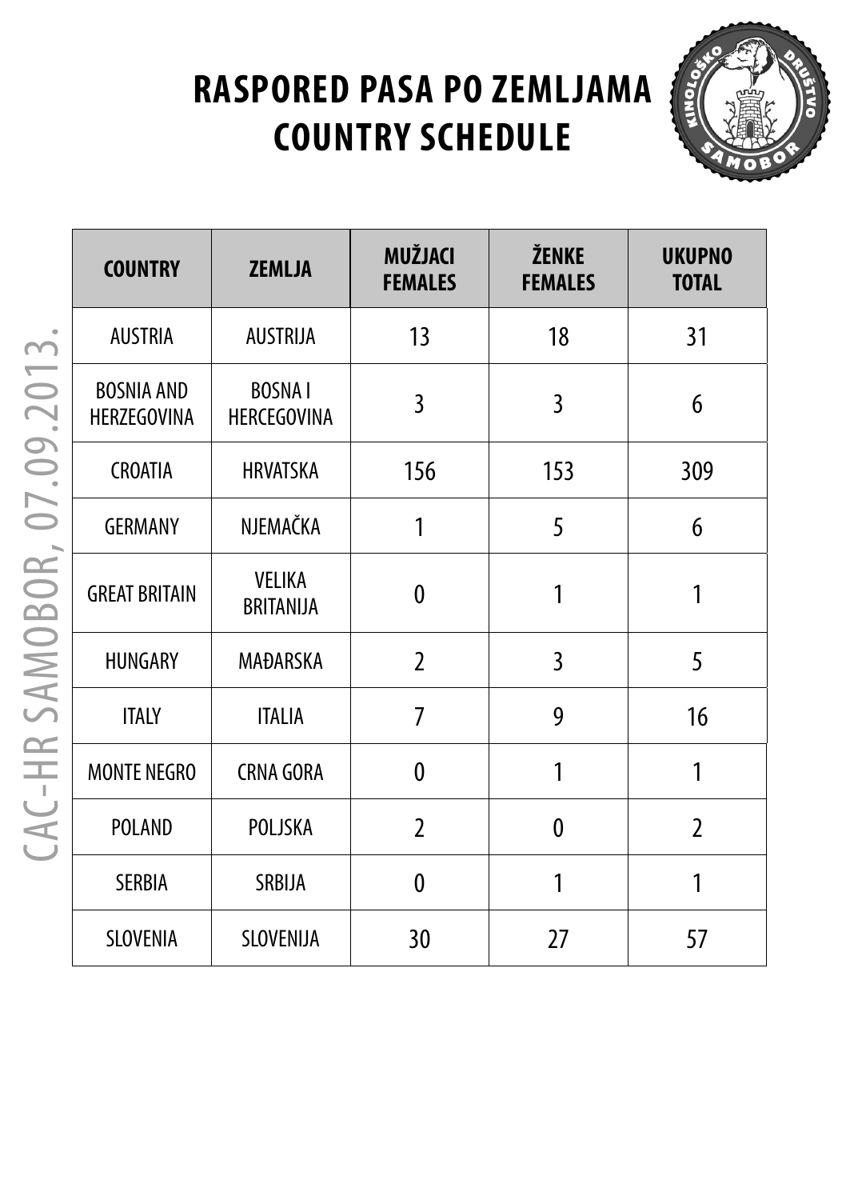# RASPORED PASA PO ZEMLJAMA
# COUNTRY SCHEDULE

CAC-HR SAMOBOR, 07.09.2013.

| COUNTRY | ZEMLJA | MUŽJACI FEMALES | ŽENKE FEMALES | UKUPNO TOTAL |
|---|---|---|---|---|
| AUSTRIA | AUSTRIJA | 13 | 18 | 31 |
| BOSNIA AND HERZEGOVINA | BOSNA I HERCEGOVINA | 3 | 3 | 6 |
| CROATIA | HRVATSKA | 156 | 153 | 309 |
| GERMANY | NJEMAČKA | 1 | 5 | 6 |
| GREAT BRITAIN | VELIKA BRITANIJA | 0 | 1 | 1 |
| HUNGARY | MAĐARSKA | 2 | 3 | 5 |
| ITALY | ITALIA | 7 | 9 | 16 |
| MONTE NEGRO | CRNA GORA | 0 | 1 | 1 |
| POLAND | POLJSKA | 2 | 0 | 2 |
| SERBIA | SRBIJA | 0 | 1 | 1 |
| SLOVENIA | SLOVENIJA | 30 | 27 | 57 |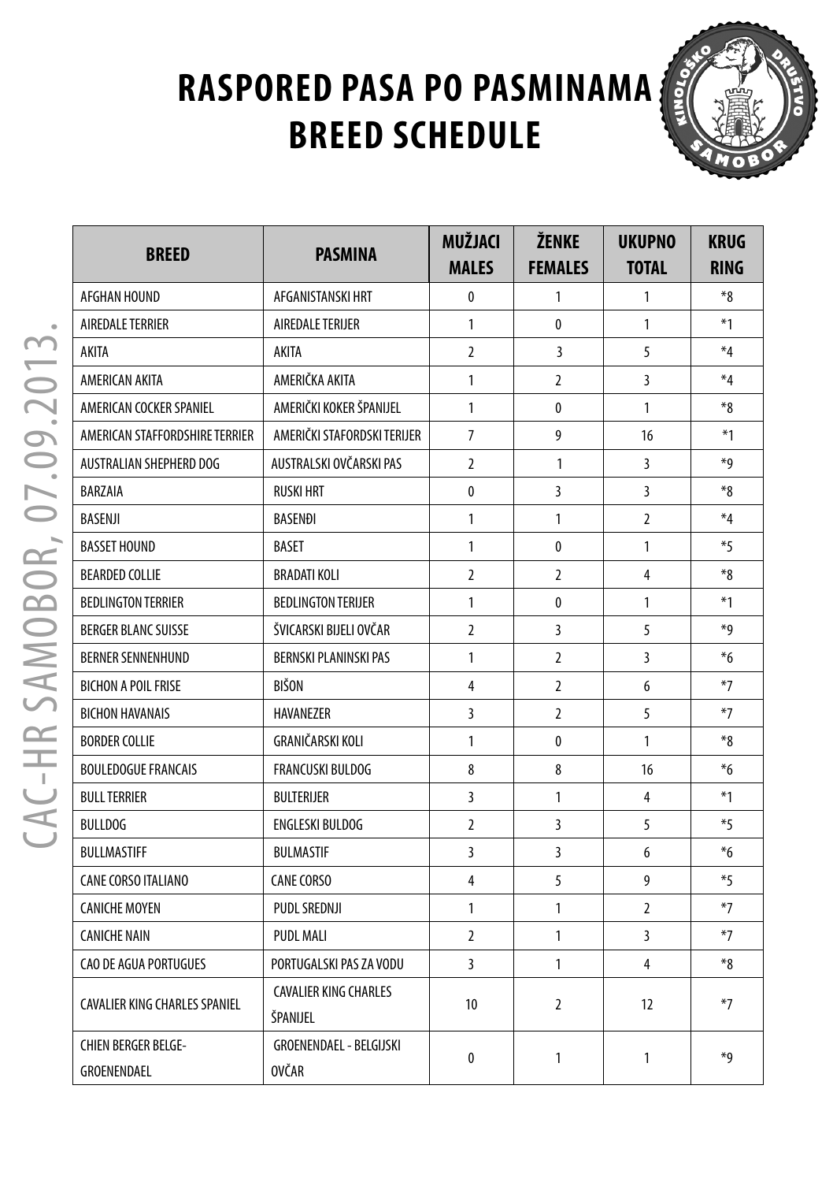# RASPORED PASA PO PASMINAMA
# BREED SCHEDULE

CAC-HR SAMOBOR, 07.09.2013.

| BREED | PASMINA | MUŽJACI MALES | ŽENKE FEMALES | UKUPNO TOTAL | KRUG RING |
|---|---|---|---|---|---|
| AFGHAN HOUND | AFGANISTANSKI HRT | 0 | 1 | 1 | *8 |
| AIREDALE TERRIER | AIREDALE TERIJER | 1 | 0 | 1 | *1 |
| AKITA | AKITA | 2 | 3 | 5 | *4 |
| AMERICAN AKITA | AMERIČKA AKITA | 1 | 2 | 3 | *4 |
| AMERICAN COCKER SPANIEL | AMERIČKI KOKER ŠPANIJEL | 1 | 0 | 1 | *8 |
| AMERICAN STAFFORDSHIRE TERRIER | AMERIČKI STAFORDSKI TERIJER | 7 | 9 | 16 | *1 |
| AUSTRALIAN SHEPHERD DOG | AUSTRALSKI OVČARSKI PAS | 2 | 1 | 3 | *9 |
| BARZAIA | RUSKI HRT | 0 | 3 | 3 | *8 |
| BASENJI | BASENĐI | 1 | 1 | 2 | *4 |
| BASSET HOUND | BASET | 1 | 0 | 1 | *5 |
| BEARDED COLLIE | BRADATI KOLI | 2 | 2 | 4 | *8 |
| BEDLINGTON TERRIER | BEDLINGTON TERIJER | 1 | 0 | 1 | *1 |
| BERGER BLANC SUISSE | ŠVICARSKI BIJELI OVČAR | 2 | 3 | 5 | *9 |
| BERNER SENNENHUND | BERNSKI PLANINSKI PAS | 1 | 2 | 3 | *6 |
| BICHON A POIL FRISE | BIŠON | 4 | 2 | 6 | *7 |
| BICHON HAVANAIS | HAVANEZER | 3 | 2 | 5 | *7 |
| BORDER COLLIE | GRANIČARSKI KOLI | 1 | 0 | 1 | *8 |
| BOULEDOGUE FRANCAIS | FRANCUSKI BULDOG | 8 | 8 | 16 | *6 |
| BULL TERRIER | BULTERIJER | 3 | 1 | 4 | *1 |
| BULLDOG | ENGLESKI BULDOG | 2 | 3 | 5 | *5 |
| BULLMASTIFF | BULMASTIF | 3 | 3 | 6 | *6 |
| CANE CORSO ITALIANO | CANE CORSO | 4 | 5 | 9 | *5 |
| CANICHE MOYEN | PUDL SREDNJI | 1 | 1 | 2 | *7 |
| CANICHE NAIN | PUDL MALI | 2 | 1 | 3 | *7 |
| CAO DE AGUA PORTUGUES | PORTUGALSKI PAS ZA VODU | 3 | 1 | 4 | *8 |
| CAVALIER KING CHARLES SPANIEL | CAVALIER KING CHARLES ŠPANIJEL | 10 | 2 | 12 | *7 |
| CHIEN BERGER BELGE-GROENENDAEL | GROENENDAEL - BELGIJSKI OVČAR | 0 | 1 | 1 | *9 |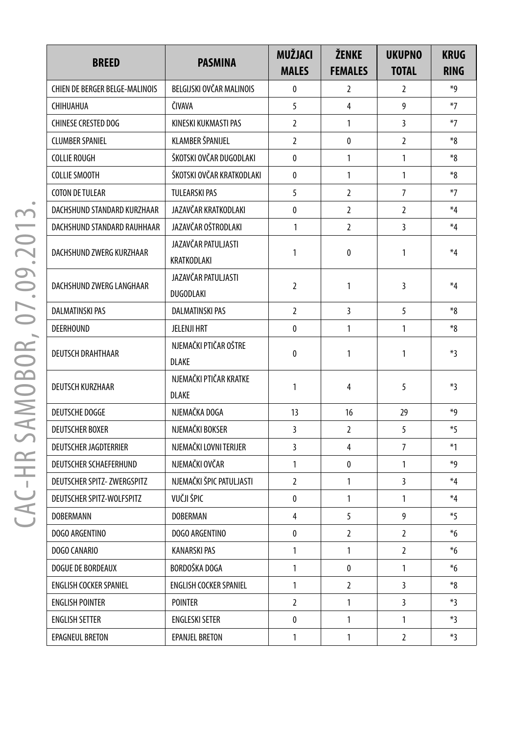| BREED | PASMINA | MUŽJACI MALES | ŽENKE FEMALES | UKUPNO TOTAL | KRUG RING |
|---|---|---|---|---|---|
| CHIEN DE BERGER BELGE-MALINOIS | BELGIJSKI OVČAR MALINOIS | 0 | 2 | 2 | *9 |
| CHIHUAHUA | ČIVAVA | 5 | 4 | 9 | *7 |
| CHINESE CRESTED DOG | KINESKI KUKMASTI PAS | 2 | 1 | 3 | *7 |
| CLUMBER SPANIEL | KLAMBER ŠPANIJEL | 2 | 0 | 2 | *8 |
| COLLIE ROUGH | ŠKOTSKI OVČAR DUGODLAKI | 0 | 1 | 1 | *8 |
| COLLIE SMOOTH | ŠKOTSKI OVČAR KRATKODLAKI | 0 | 1 | 1 | *8 |
| COTON DE TULEAR | TULEARSKI PAS | 5 | 2 | 7 | *7 |
| DACHSHUND STANDARD KURZHAAR | JAZAVČAR KRATKODLAKI | 0 | 2 | 2 | *4 |
| DACHSHUND STANDARD RAUHHAAR | JAZAVČAR OŠTRODLAKI | 1 | 2 | 3 | *4 |
| DACHSHUND ZWERG KURZHAAR | JAZAVČAR PATULJASTI KRATKODLAKI | 1 | 0 | 1 | *4 |
| DACHSHUND ZWERG LANGHAAR | JAZAVČAR PATULJASTI DUGODLAKI | 2 | 1 | 3 | *4 |
| DALMATINSKI PAS | DALMATINSKI PAS | 2 | 3 | 5 | *8 |
| DEERHOUND | JELENJI HRT | 0 | 1 | 1 | *8 |
| DEUTSCH DRAHTHAAR | NJEMAČKI PTIČAR OŠTRE DLAKE | 0 | 1 | 1 | *3 |
| DEUTSCH KURZHAAR | NJEMAČKI PTIČAR KRATKE DLAKE | 1 | 4 | 5 | *3 |
| DEUTSCHE DOGGE | NJEMAČKA DOGA | 13 | 16 | 29 | *9 |
| DEUTSCHER BOXER | NJEMAČKI BOKSER | 3 | 2 | 5 | *5 |
| DEUTSCHER JAGDTERRIER | NJEMAČKI LOVNI TERIJER | 3 | 4 | 7 | *1 |
| DEUTSCHER SCHAEFERHUND | NJEMAČKI OVČAR | 1 | 0 | 1 | *9 |
| DEUTSCHER SPITZ- ZWERGSPITZ | NJEMAČKI ŠPIC PATULJASTI | 2 | 1 | 3 | *4 |
| DEUTSCHER SPITZ-WOLFSPITZ | VUČJI ŠPIC | 0 | 1 | 1 | *4 |
| DOBERMANN | DOBERMAN | 4 | 5 | 9 | *5 |
| DOGO ARGENTINO | DOGO ARGENTINO | 0 | 2 | 2 | *6 |
| DOGO CANARIO | KANARSKI PAS | 1 | 1 | 2 | *6 |
| DOGUE DE BORDEAUX | BORDOŠKA DOGA | 1 | 0 | 1 | *6 |
| ENGLISH COCKER SPANIEL | ENGLISH COCKER SPANIEL | 1 | 2 | 3 | *8 |
| ENGLISH POINTER | POINTER | 2 | 1 | 3 | *3 |
| ENGLISH SETTER | ENGLESKI SETER | 0 | 1 | 1 | *3 |
| EPAGNEUL BRETON | EPANJEL BRETON | 1 | 1 | 2 | *3 |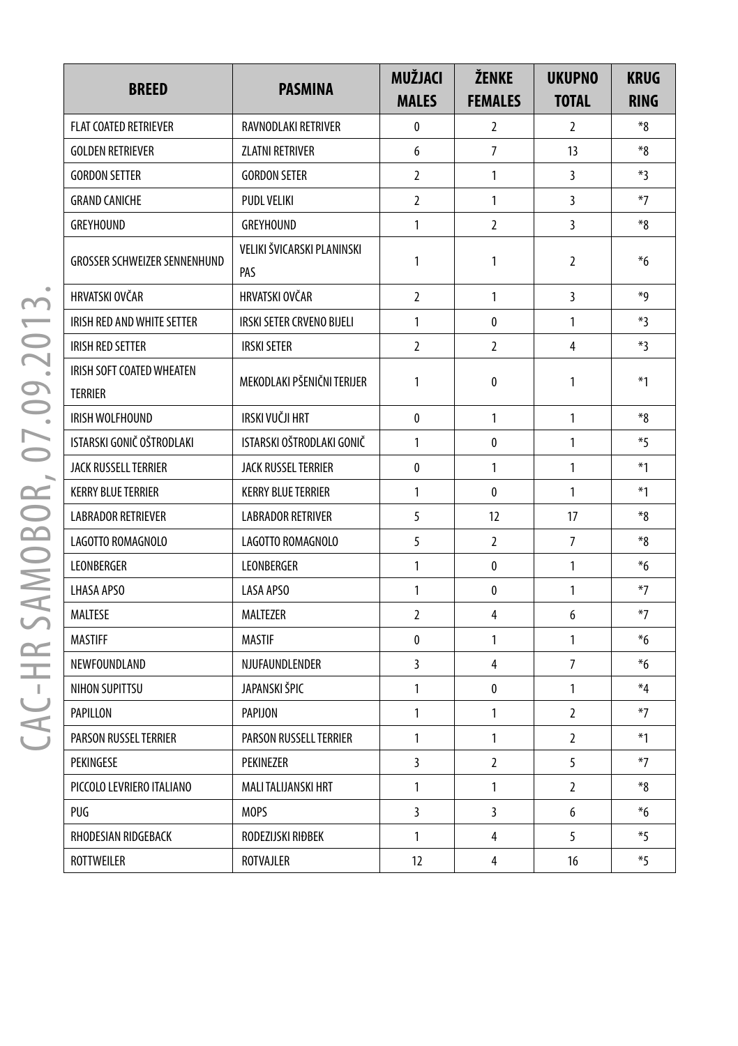| BREED | PASMINA | MUŽJACI MALES | ŽENKE FEMALES | UKUPNO TOTAL | KRUG RING |
|---|---|---|---|---|---|
| FLAT COATED RETRIEVER | RAVNODLAKI RETRIVER | 0 | 2 | 2 | *8 |
| GOLDEN RETRIEVER | ZLATNI RETRIVER | 6 | 7 | 13 | *8 |
| GORDON SETTER | GORDON SETER | 2 | 1 | 3 | *3 |
| GRAND CANICHE | PUDL VELIKI | 2 | 1 | 3 | *7 |
| GREYHOUND | GREYHOUND | 1 | 2 | 3 | *8 |
| GROSSER SCHWEIZER SENNENHUND | VELIKI ŠVICARSKI PLANINSKI PAS | 1 | 1 | 2 | *6 |
| HRVATSKI OVČAR | HRVATSKI OVČAR | 2 | 1 | 3 | *9 |
| IRISH RED AND WHITE SETTER | IRSKI SETER CRVENO BIJELI | 1 | 0 | 1 | *3 |
| IRISH RED SETTER | IRSKI SETER | 2 | 2 | 4 | *3 |
| IRISH SOFT COATED WHEATEN TERRIER | MEKODLAKI PŠENIČNI TERIJER | 1 | 0 | 1 | *1 |
| IRISH WOLFHOUND | IRSKI VUČJI HRT | 0 | 1 | 1 | *8 |
| ISTARSKI GONIČ OŠTRODLAKI | ISTARSKI OŠTRODLAKI GONIČ | 1 | 0 | 1 | *5 |
| JACK RUSSELL TERRIER | JACK RUSSEL TERRIER | 0 | 1 | 1 | *1 |
| KERRY BLUE TERRIER | KERRY BLUE TERRIER | 1 | 0 | 1 | *1 |
| LABRADOR RETRIEVER | LABRADOR RETRIVER | 5 | 12 | 17 | *8 |
| LAGOTTO ROMAGNOLO | LAGOTTO ROMAGNOLO | 5 | 2 | 7 | *8 |
| LEONBERGER | LEONBERGER | 1 | 0 | 1 | *6 |
| LHASA APSO | LASA APSO | 1 | 0 | 1 | *7 |
| MALTESE | MALTEZER | 2 | 4 | 6 | *7 |
| MASTIFF | MASTIF | 0 | 1 | 1 | *6 |
| NEWFOUNDLAND | NJUFAUNDLENDER | 3 | 4 | 7 | *6 |
| NIHON SUPITTSU | JAPANSKI ŠPIC | 1 | 0 | 1 | *4 |
| PAPILLON | PAPIJON | 1 | 1 | 2 | *7 |
| PARSON RUSSEL TERRIER | PARSON RUSSELL TERRIER | 1 | 1 | 2 | *1 |
| PEKINGESE | PEKINEZER | 3 | 2 | 5 | *7 |
| PICCOLO LEVRIERO ITALIANO | MALI TALIJANSKI HRT | 1 | 1 | 2 | *8 |
| PUG | MOPS | 3 | 3 | 6 | *6 |
| RHODESIAN RIDGEBACK | RODEZIJSKI RIĐBEK | 1 | 4 | 5 | *5 |
| ROTTWEILER | ROTVAJLER | 12 | 4 | 16 | *5 |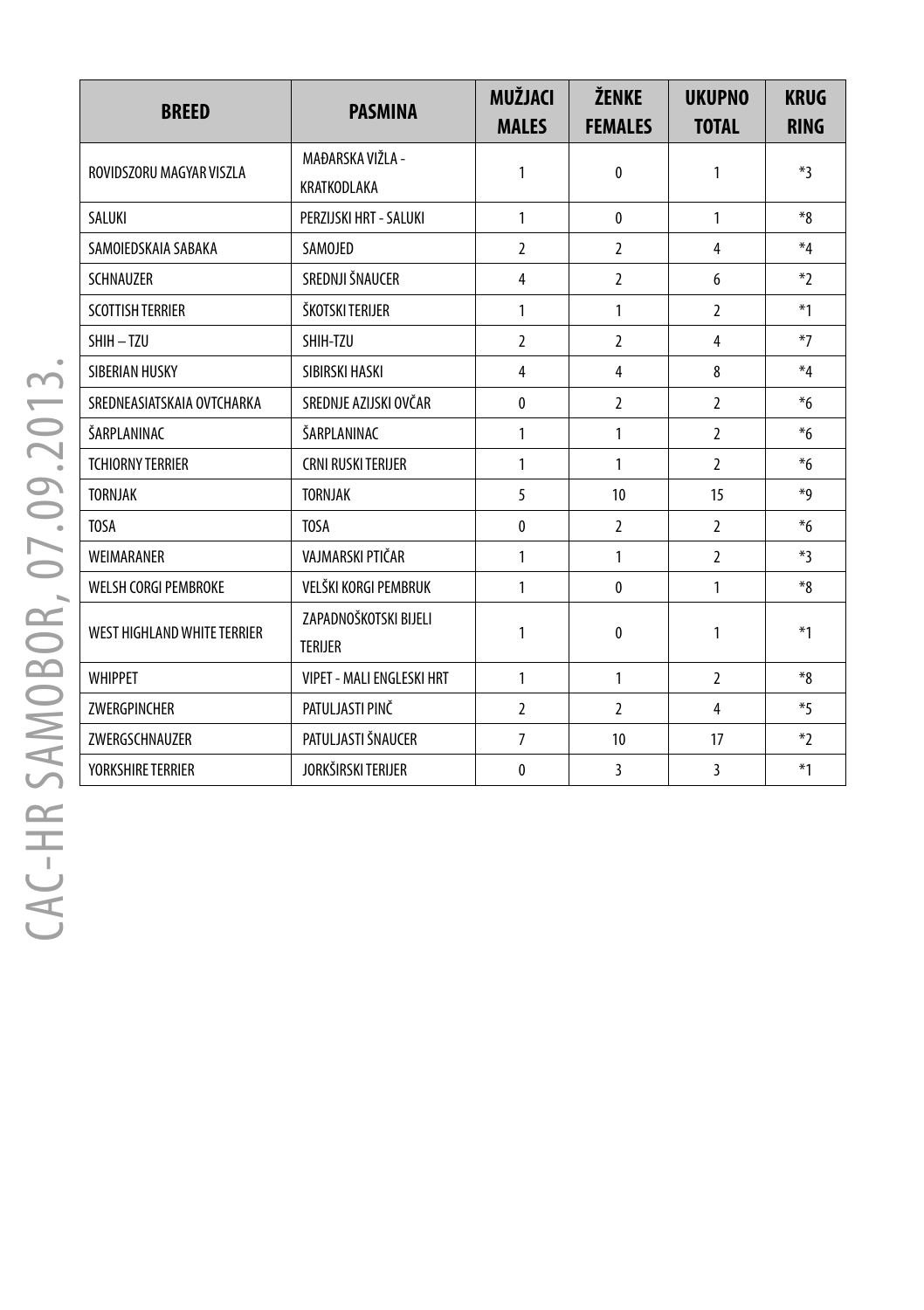| BREED | PASMINA | MUŽJACI MALES | ŽENKE FEMALES | UKUPNO TOTAL | KRUG RING |
|---|---|---|---|---|---|
| ROVIDSZORU MAGYAR VISZLA | MAĐARSKA VIŽLA - KRATKODLAKA | 1 | 0 | 1 | *3 |
| SALUKI | PERZIJSKI HRT - SALUKI | 1 | 0 | 1 | *8 |
| SAMOIEDSKAIA SABAKA | SAMOJED | 2 | 2 | 4 | *4 |
| SCHNAUZER | SREDNJI ŠNAUCER | 4 | 2 | 6 | *2 |
| SCOTTISH TERRIER | ŠKOTSKI TERIJER | 1 | 1 | 2 | *1 |
| SHIH – TZU | SHIH-TZU | 2 | 2 | 4 | *7 |
| SIBERIAN HUSKY | SIBIRSKI HASKI | 4 | 4 | 8 | *4 |
| SREDNEASIATSKAIA OVTCHARKA | SREDNJE AZIJSKI OVČAR | 0 | 2 | 2 | *6 |
| ŠARPLANINAC | ŠARPLANINAC | 1 | 1 | 2 | *6 |
| TCHIORNY TERRIER | CRNI RUSKI TERIJER | 1 | 1 | 2 | *6 |
| TORNJAK | TORNJAK | 5 | 10 | 15 | *9 |
| TOSA | TOSA | 0 | 2 | 2 | *6 |
| WEIMARANER | VAJMARSKI PTIČAR | 1 | 1 | 2 | *3 |
| WELSH CORGI PEMBROKE | VELŠKI KORGI PEMBRUK | 1 | 0 | 1 | *8 |
| WEST HIGHLAND WHITE TERRIER | ZAPADNOŠKOTSKI BIJELI TERIJER | 1 | 0 | 1 | *1 |
| WHIPPET | VIPET - MALI ENGLESKI HRT | 1 | 1 | 2 | *8 |
| ZWERGPINCHER | PATULJASTI PINČ | 2 | 2 | 4 | *5 |
| ZWERGSCHNAUZER | PATULJASTI ŠNAUCER | 7 | 10 | 17 | *2 |
| YORKSHIRE TERRIER | JORKŠIRSKI TERIJER | 0 | 3 | 3 | *1 |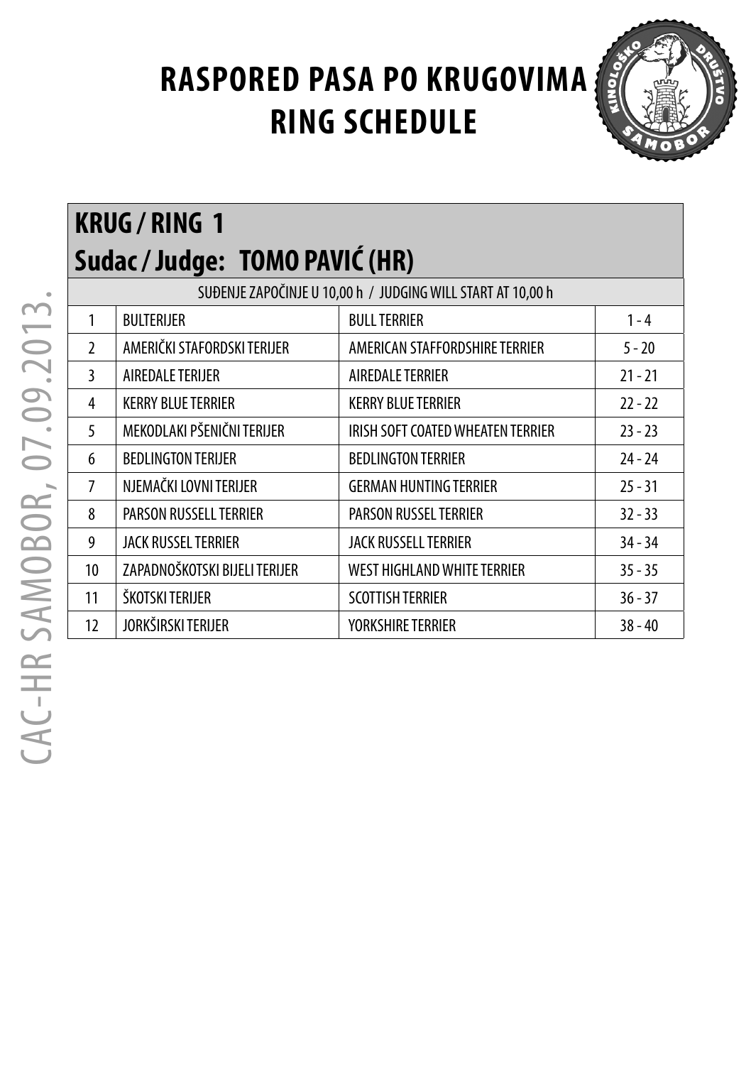# RASPORED PASA PO KRUGOVIMA
# RING SCHEDULE

## KRUG / RING 1
## Sudac / Judge: TOMO PAVIĆ (HR)

SUĐENJE ZAPOČINJE U 10,00 h / JUDGING WILL START AT 10,00 h

| | | | |
|---|---|---|---|
| 1 | BULTERIJER | BULL TERRIER | 1 - 4 |
| 2 | AMERIČKI STAFORDSKI TERIJER | AMERICAN STAFFORDSHIRE TERRIER | 5 - 20 |
| 3 | AIREDALE TERIJER | AIREDALE TERRIER | 21 - 21 |
| 4 | KERRY BLUE TERRIER | KERRY BLUE TERRIER | 22 - 22 |
| 5 | MEKODLAKI PŠENIČNI TERIJER | IRISH SOFT COATED WHEATEN TERRIER | 23 - 23 |
| 6 | BEDLINGTON TERIJER | BEDLINGTON TERRIER | 24 - 24 |
| 7 | NJEMAČKI LOVNI TERIJER | GERMAN HUNTING TERRIER | 25 - 31 |
| 8 | PARSON RUSSELL TERRIER | PARSON RUSSEL TERRIER | 32 - 33 |
| 9 | JACK RUSSEL TERRIER | JACK RUSSELL TERRIER | 34 - 34 |
| 10 | ZAPADNOŠKOTSKI BIJELI TERIJER | WEST HIGHLAND WHITE TERRIER | 35 - 35 |
| 11 | ŠKOTSKI TERIJER | SCOTTISH TERRIER | 36 - 37 |
| 12 | JORKŠIRSKI TERIJER | YORKSHIRE TERRIER | 38 - 40 |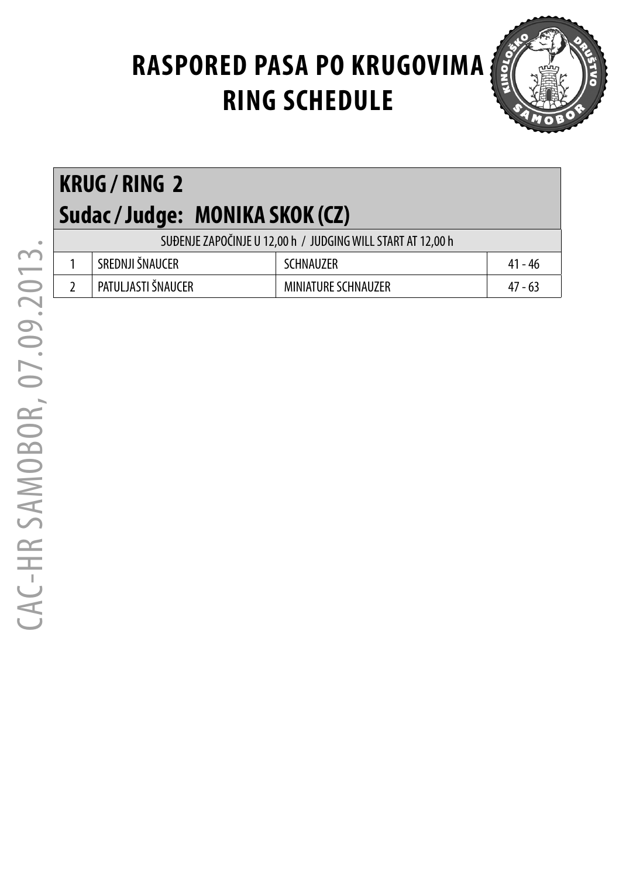# RASPORED PASA PO KRUGOVIMA
# RING SCHEDULE

## KRUG / RING 2
## Sudac / Judge: MONIKA SKOK (CZ)

SUĐENJE ZAPOČINJE U 12,00 h / JUDGING WILL START AT 12,00 h

| | | | |
|---|---|---|---|
| 1 | SREDNJI ŠNAUCER | SCHNAUZER | 41 - 46 |
| 2 | PATULJASTI ŠNAUCER | MINIATURE SCHNAUZER | 47 - 63 |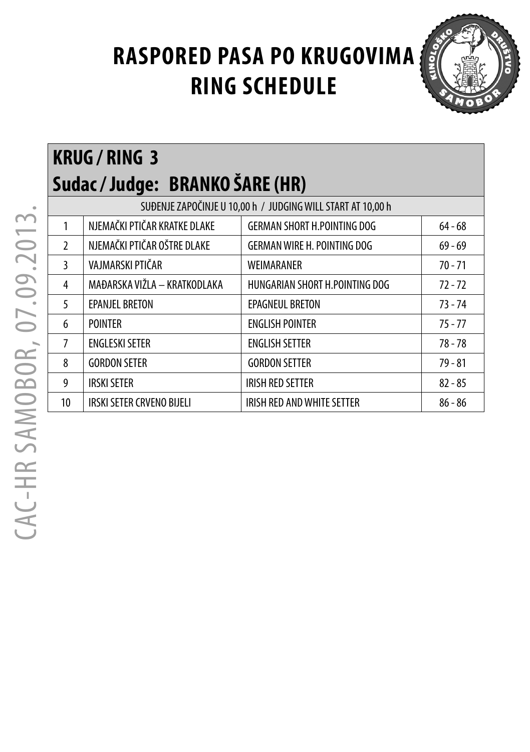# RASPORED PASA PO KRUGOVIMA
# RING SCHEDULE

## KRUG / RING 3
## Sudac / Judge: BRANKO ŠARE (HR)

SUĐENJE ZAPOČINJE U 10,00 h / JUDGING WILL START AT 10,00 h

| | | | |
|---|---|---|---|
| 1 | NJEMAČKI PTIČAR KRATKE DLAKE | GERMAN SHORT H.POINTING DOG | 64 - 68 |
| 2 | NJEMAČKI PTIČAR OŠTRE DLAKE | GERMAN WIRE H. POINTING DOG | 69 - 69 |
| 3 | VAJMARSKI PTIČAR | WEIMARANER | 70 - 71 |
| 4 | MAĐARSKA VIŽLA – KRATKODLAKA | HUNGARIAN SHORT H.POINTING DOG | 72 - 72 |
| 5 | EPANJEL BRETON | EPAGNEUL BRETON | 73 - 74 |
| 6 | POINTER | ENGLISH POINTER | 75 - 77 |
| 7 | ENGLESKI SETER | ENGLISH SETTER | 78 - 78 |
| 8 | GORDON SETER | GORDON SETTER | 79 - 81 |
| 9 | IRSKI SETER | IRISH RED SETTER | 82 - 85 |
| 10 | IRSKI SETER CRVENO BIJELI | IRISH RED AND WHITE SETTER | 86 - 86 |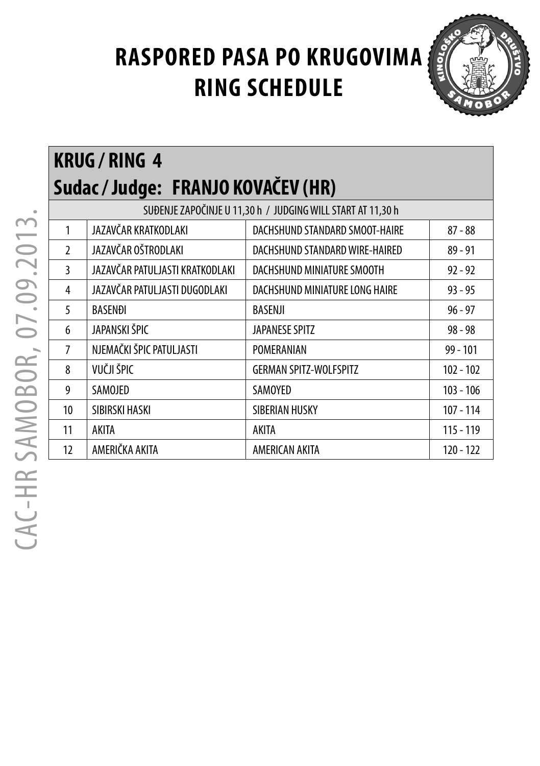# RASPORED PASA PO KRUGOVIMA
# RING SCHEDULE

## KRUG / RING 4
## Sudac / Judge: FRANJO KOVAČEV (HR)

| SUĐENJE ZAPOČINJE U 11,30 h / JUDGING WILL START AT 11,30 h | | | |
|---|---|---|---|
| 1 | JAZAVČAR KRATKODLAKI | DACHSHUND STANDARD SMOOT-HAIRE | 87 - 88 |
| 2 | JAZAVČAR OŠTRODLAKI | DACHSHUND STANDARD WIRE-HAIRED | 89 - 91 |
| 3 | JAZAVČAR PATULJASTI KRATKODLAKI | DACHSHUND MINIATURE SMOOTH | 92 - 92 |
| 4 | JAZAVČAR PATULJASTI DUGODLAKI | DACHSHUND MINIATURE LONG HAIRE | 93 - 95 |
| 5 | BASENĐI | BASENJI | 96 - 97 |
| 6 | JAPANSKI ŠPIC | JAPANESE SPITZ | 98 - 98 |
| 7 | NJEMAČKI ŠPIC PATULJASTI | POMERANIAN | 99 - 101 |
| 8 | VUČJI ŠPIC | GERMAN SPITZ-WOLFSPITZ | 102 - 102 |
| 9 | SAMOJED | SAMOYED | 103 - 106 |
| 10 | SIBIRSKI HASKI | SIBERIAN HUSKY | 107 - 114 |
| 11 | AKITA | AKITA | 115 - 119 |
| 12 | AMERIČKA AKITA | AMERICAN AKITA | 120 - 122 |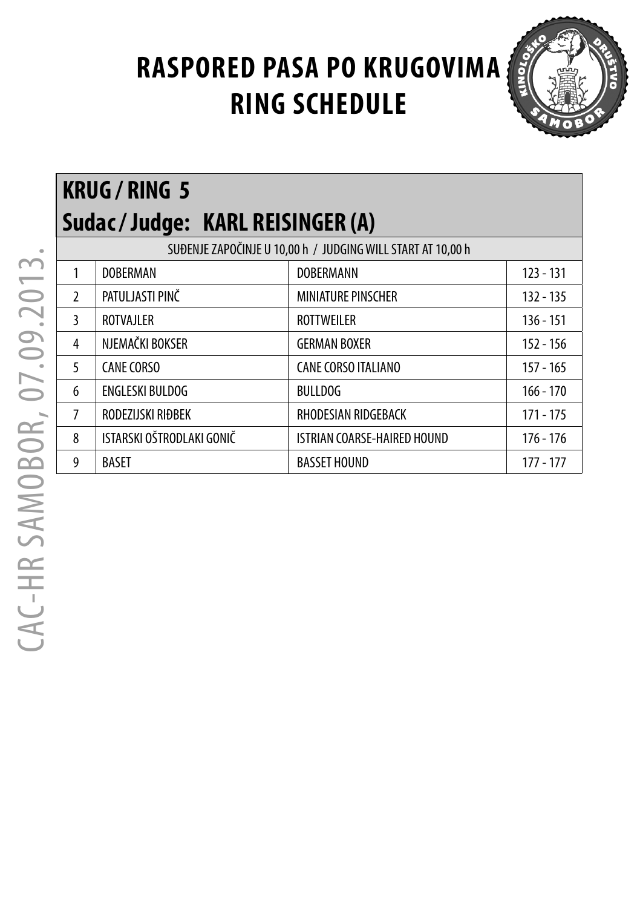# RASPORED PASA PO KRUGOVIMA
# RING SCHEDULE

## KRUG / RING 5
## Sudac / Judge: KARL REISINGER (A)

SUĐENJE ZAPOČINJE U 10,00 h / JUDGING WILL START AT 10,00 h

| | | | |
|---|---|---|---|
| 1 | DOBERMAN | DOBERMANN | 123 - 131 |
| 2 | PATULJASTI PINČ | MINIATURE PINSCHER | 132 - 135 |
| 3 | ROTVAJLER | ROTTWEILER | 136 - 151 |
| 4 | NJEMAČKI BOKSER | GERMAN BOXER | 152 - 156 |
| 5 | CANE CORSO | CANE CORSO ITALIANO | 157 - 165 |
| 6 | ENGLESKI BULDOG | BULLDOG | 166 - 170 |
| 7 | RODEZIJSKI RIĐBEK | RHODESIAN RIDGEBACK | 171 - 175 |
| 8 | ISTARSKI OŠTRODLAKI GONIČ | ISTRIAN COARSE-HAIRED HOUND | 176 - 176 |
| 9 | BASET | BASSET HOUND | 177 - 177 |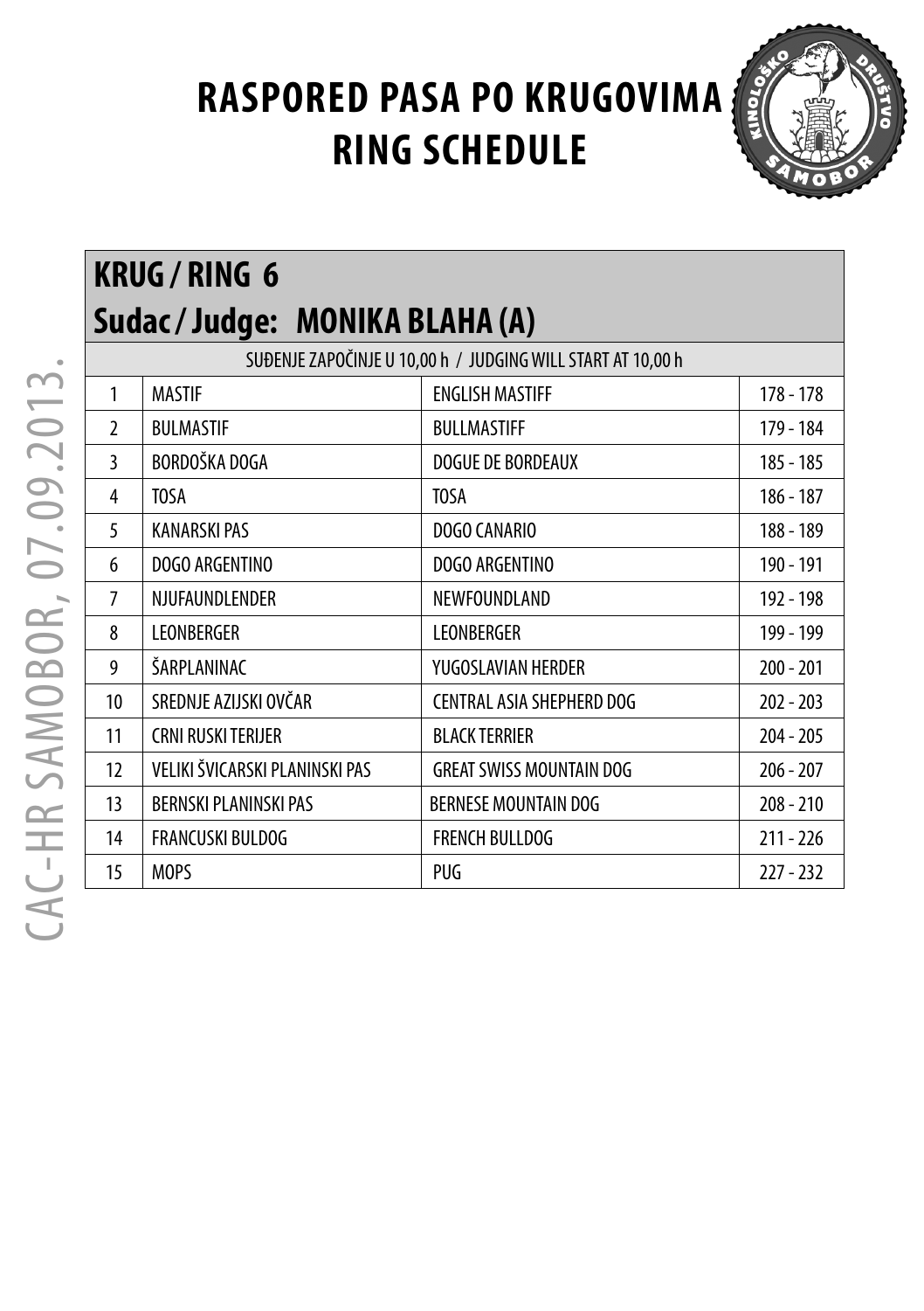# RASPORED PASA PO KRUGOVIMA
# RING SCHEDULE

CAC-HR SAMOBOR, 07.09.2013.

## KRUG / RING 6
## Sudac / Judge: MONIKA BLAHA (A)

SUĐENJE ZAPOČINJE U 10,00 h / JUDGING WILL START AT 10,00 h

| | | | |
|---|---|---|---|
| 1 | MASTIF | ENGLISH MASTIFF | 178 - 178 |
| 2 | BULMASTIF | BULLMASTIFF | 179 - 184 |
| 3 | BORDOŠKA DOGA | DOGUE DE BORDEAUX | 185 - 185 |
| 4 | TOSA | TOSA | 186 - 187 |
| 5 | KANARSKI PAS | DOGO CANARIO | 188 - 189 |
| 6 | DOGO ARGENTINO | DOGO ARGENTINO | 190 - 191 |
| 7 | NJUFAUNDLENDER | NEWFOUNDLAND | 192 - 198 |
| 8 | LEONBERGER | LEONBERGER | 199 - 199 |
| 9 | ŠARPLANINAC | YUGOSLAVIAN HERDER | 200 - 201 |
| 10 | SREDNJE AZIJSKI OVČAR | CENTRAL ASIA SHEPHERD DOG | 202 - 203 |
| 11 | CRNI RUSKI TERIJER | BLACK TERRIER | 204 - 205 |
| 12 | VELIKI ŠVICARSKI PLANINSKI PAS | GREAT SWISS MOUNTAIN DOG | 206 - 207 |
| 13 | BERNSKI PLANINSKI PAS | BERNESE MOUNTAIN DOG | 208 - 210 |
| 14 | FRANCUSKI BULDOG | FRENCH BULLDOG | 211 - 226 |
| 15 | MOPS | PUG | 227 - 232 |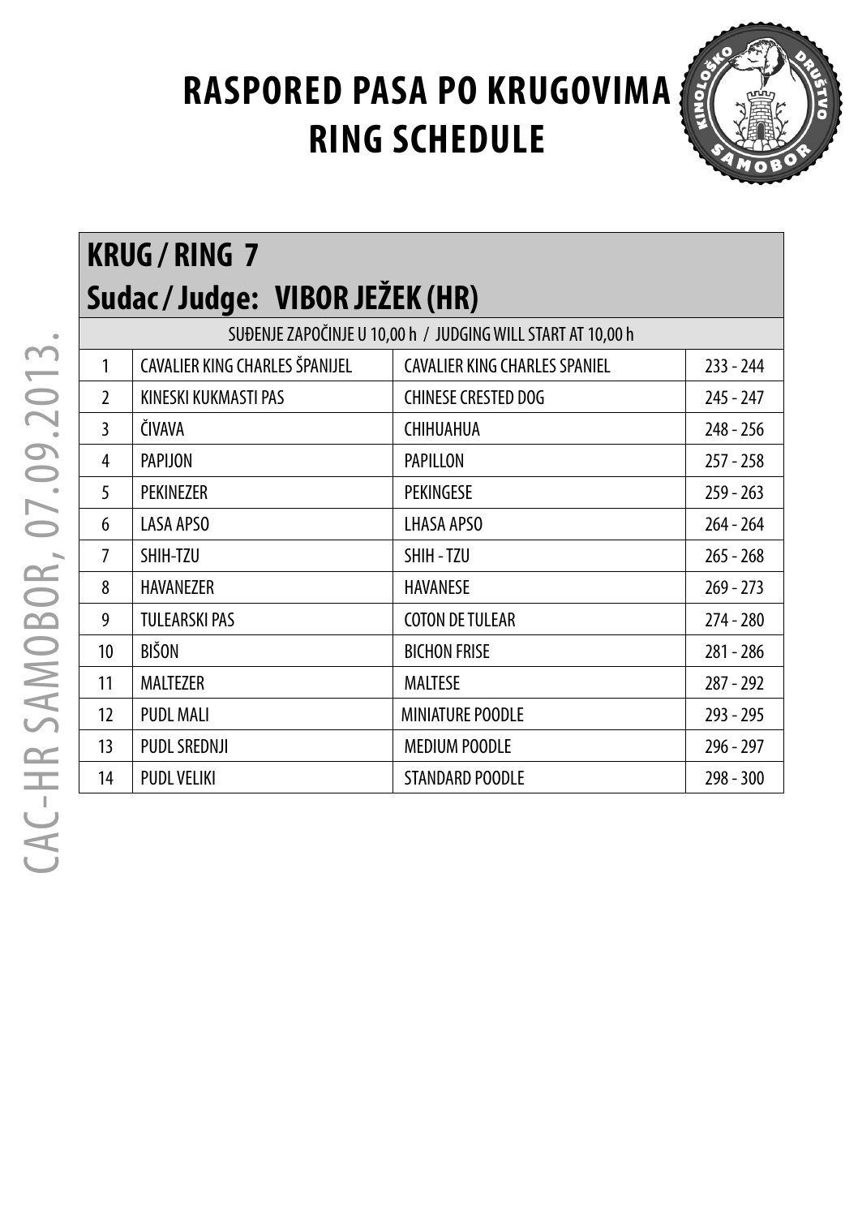# RASPORED PASA PO KRUGOVIMA
# RING SCHEDULE

## KRUG / RING 7
## Sudac / Judge: VIBOR JEŽEK (HR)

SUĐENJE ZAPOČINJE U 10,00 h / JUDGING WILL START AT 10,00 h

| | | | |
|---|---|---|---|
| 1 | CAVALIER KING CHARLES ŠPANIJEL | CAVALIER KING CHARLES SPANIEL | 233 - 244 |
| 2 | KINESKI KUKMASTI PAS | CHINESE CRESTED DOG | 245 - 247 |
| 3 | ČIVAVA | CHIHUAHUA | 248 - 256 |
| 4 | PAPIJON | PAPILLON | 257 - 258 |
| 5 | PEKINEZER | PEKINGESE | 259 - 263 |
| 6 | LASA APSO | LHASA APSO | 264 - 264 |
| 7 | SHIH-TZU | SHIH - TZU | 265 - 268 |
| 8 | HAVANEZER | HAVANESE | 269 - 273 |
| 9 | TULEARSKI PAS | COTON DE TULEAR | 274 - 280 |
| 10 | BIŠON | BICHON FRISE | 281 - 286 |
| 11 | MALTEZER | MALTESE | 287 - 292 |
| 12 | PUDL MALI | MINIATURE POODLE | 293 - 295 |
| 13 | PUDL SREDNJI | MEDIUM POODLE | 296 - 297 |
| 14 | PUDL VELIKI | STANDARD POODLE | 298 - 300 |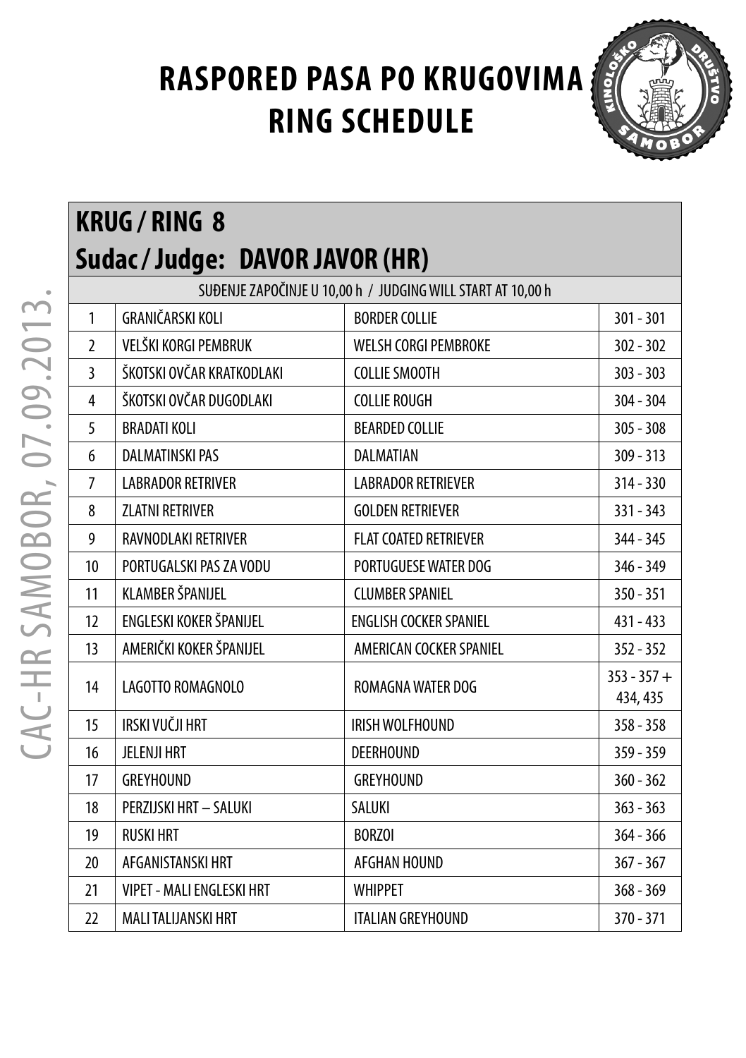# RASPORED PASA PO KRUGOVIMA
# RING SCHEDULE

CAC-HR SAMOBOR, 07.09.2013.

## KRUG / RING 8
## Sudac / Judge: DAVOR JAVOR (HR)

SUĐENJE ZAPOČINJE U 10,00 h / JUDGING WILL START AT 10,00 h

| | | | |
|---|---|---|---|
| 1 | GRANIČARSKI KOLI | BORDER COLLIE | 301 - 301 |
| 2 | VELŠKI KORGI PEMBRUK | WELSH CORGI PEMBROKE | 302 - 302 |
| 3 | ŠKOTSKI OVČAR KRATKODLAKI | COLLIE SMOOTH | 303 - 303 |
| 4 | ŠKOTSKI OVČAR DUGODLAKI | COLLIE ROUGH | 304 - 304 |
| 5 | BRADATI KOLI | BEARDED COLLIE | 305 - 308 |
| 6 | DALMATINSKI PAS | DALMATIAN | 309 - 313 |
| 7 | LABRADOR RETRIVER | LABRADOR RETRIEVER | 314 - 330 |
| 8 | ZLATNI RETRIVER | GOLDEN RETRIEVER | 331 - 343 |
| 9 | RAVNODLAKI RETRIVER | FLAT COATED RETRIEVER | 344 - 345 |
| 10 | PORTUGALSKI PAS ZA VODU | PORTUGUESE WATER DOG | 346 - 349 |
| 11 | KLAMBER ŠPANIJEL | CLUMBER SPANIEL | 350 - 351 |
| 12 | ENGLESKI KOKER ŠPANIJEL | ENGLISH COCKER SPANIEL | 431 - 433 |
| 13 | AMERIČKI KOKER ŠPANIJEL | AMERICAN COCKER SPANIEL | 352 - 352 |
| 14 | LAGOTTO ROMAGNOLO | ROMAGNA WATER DOG | 353 - 357 + 434, 435 |
| 15 | IRSKI VUČJI HRT | IRISH WOLFHOUND | 358 - 358 |
| 16 | JELENJI HRT | DEERHOUND | 359 - 359 |
| 17 | GREYHOUND | GREYHOUND | 360 - 362 |
| 18 | PERZIJSKI HRT – SALUKI | SALUKI | 363 - 363 |
| 19 | RUSKI HRT | BORZOI | 364 - 366 |
| 20 | AFGANISTANSKI HRT | AFGHAN HOUND | 367 - 367 |
| 21 | VIPET - MALI ENGLESKI HRT | WHIPPET | 368 - 369 |
| 22 | MALI TALIJANSKI HRT | ITALIAN GREYHOUND | 370 - 371 |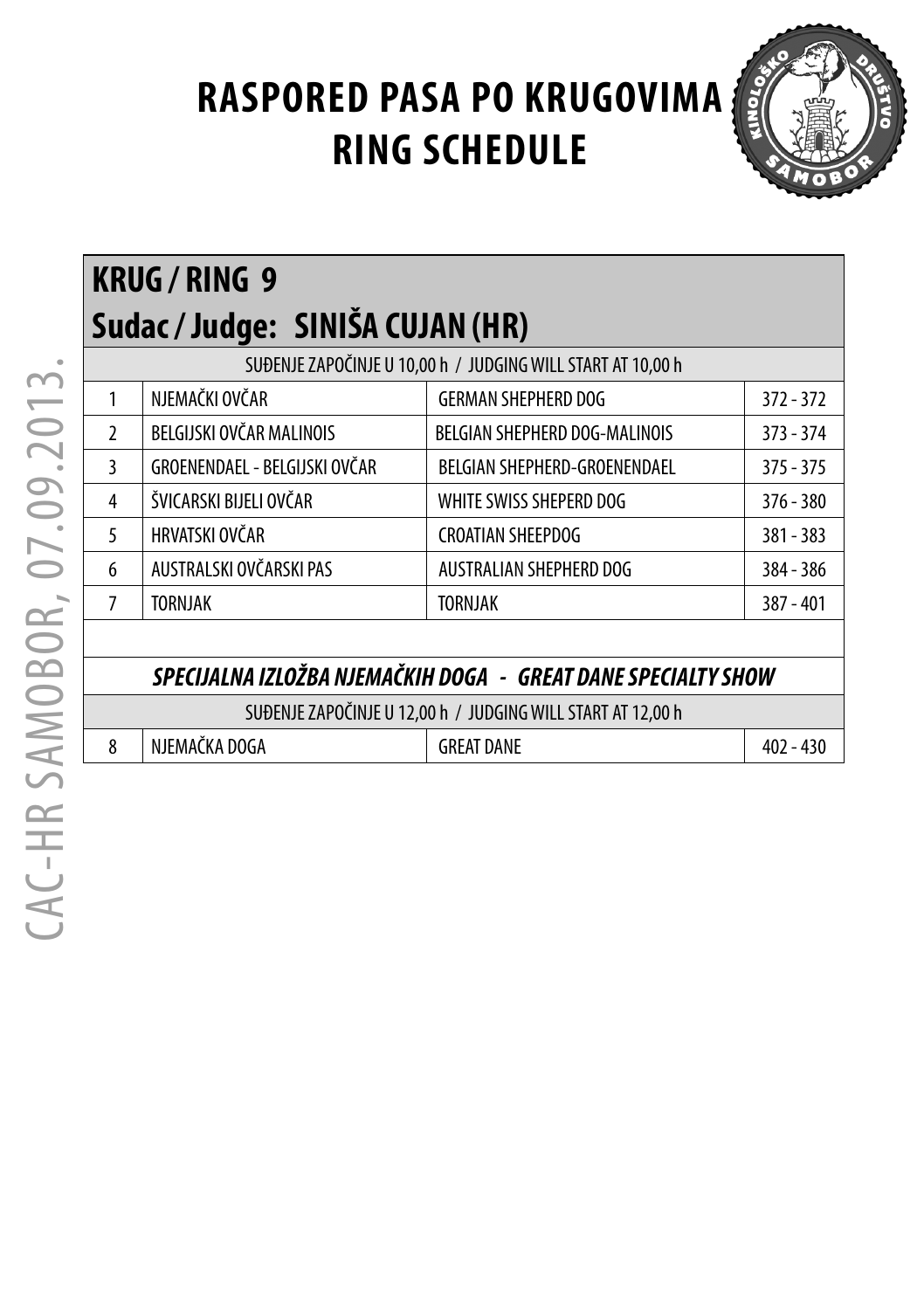# RASPORED PASA PO KRUGOVIMA
# RING SCHEDULE

## KRUG / RING 9
## Sudac / Judge: SINIŠA CUJAN (HR)

| SUĐENJE ZAPOČINJE U 10,00 h / JUDGING WILL START AT 10,00 h | | | |
|---|---|---|---|
| 1 | NJEMAČKI OVČAR | GERMAN SHEPHERD DOG | 372 - 372 |
| 2 | BELGIJSKI OVČAR MALINOIS | BELGIAN SHEPHERD DOG-MALINOIS | 373 - 374 |
| 3 | GROENENDAEL - BELGIJSKI OVČAR | BELGIAN SHEPHERD-GROENENDAEL | 375 - 375 |
| 4 | ŠVICARSKI BIJELI OVČAR | WHITE SWISS SHEPERD DOG | 376 - 380 |
| 5 | HRVATSKI OVČAR | CROATIAN SHEEPDOG | 381 - 383 |
| 6 | AUSTRALSKI OVČARSKI PAS | AUSTRALIAN SHEPHERD DOG | 384 - 386 |
| 7 | TORNJAK | TORNJAK | 387 - 401 |

***SPECIJALNA IZLOŽBA NJEMAČKIH DOGA - GREAT DANE SPECIALTY SHOW***

| SUĐENJE ZAPOČINJE U 12,00 h / JUDGING WILL START AT 12,00 h | | | |
|---|---|---|---|
| 8 | NJEMAČKA DOGA | GREAT DANE | 402 - 430 |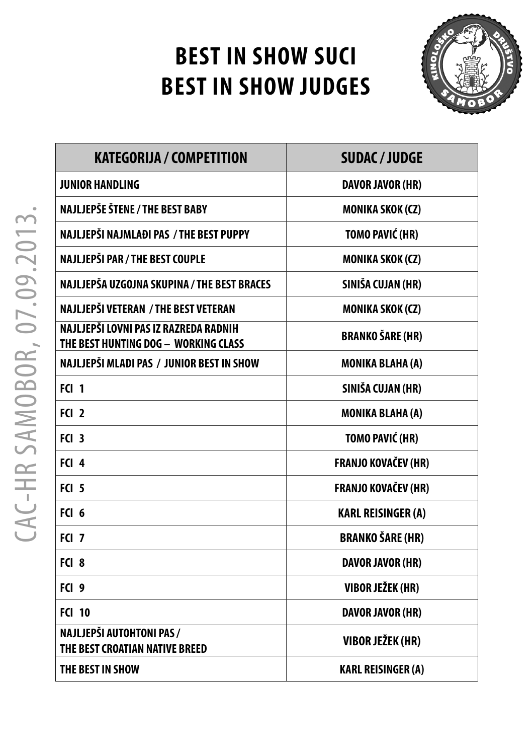# BEST IN SHOW SUCI
# BEST IN SHOW JUDGES

CAC-HR SAMOBOR, 07.09.2013.

| KATEGORIJA / COMPETITION | SUDAC / JUDGE |
| --- | --- |
| JUNIOR HANDLING | DAVOR JAVOR (HR) |
| NAJLJEPŠE ŠTENE / THE BEST BABY | MONIKA SKOK (CZ) |
| NAJLJEPŠI NAJMLAĐI PAS / THE BEST PUPPY | TOMO PAVIĆ (HR) |
| NAJLJEPŠI PAR / THE BEST COUPLE | MONIKA SKOK (CZ) |
| NAJLJEPŠA UZGOJNA SKUPINA / THE BEST BRACES | SINIŠA CUJAN (HR) |
| NAJLJEPŠI VETERAN / THE BEST VETERAN | MONIKA SKOK (CZ) |
| NAJLJEPŠI LOVNI PAS IZ RAZREDA RADNIH THE BEST HUNTING DOG – WORKING CLASS | BRANKO ŠARE (HR) |
| NAJLJEPŠI MLADI PAS / JUNIOR BEST IN SHOW | MONIKA BLAHA (A) |
| FCI 1 | SINIŠA CUJAN (HR) |
| FCI 2 | MONIKA BLAHA (A) |
| FCI 3 | TOMO PAVIĆ (HR) |
| FCI 4 | FRANJO KOVAČEV (HR) |
| FCI 5 | FRANJO KOVAČEV (HR) |
| FCI 6 | KARL REISINGER (A) |
| FCI 7 | BRANKO ŠARE (HR) |
| FCI 8 | DAVOR JAVOR (HR) |
| FCI 9 | VIBOR JEŽEK (HR) |
| FCI 10 | DAVOR JAVOR (HR) |
| NAJLJEPŠI AUTOHTONI PAS / THE BEST CROATIAN NATIVE BREED | VIBOR JEŽEK (HR) |
| THE BEST IN SHOW | KARL REISINGER (A) |